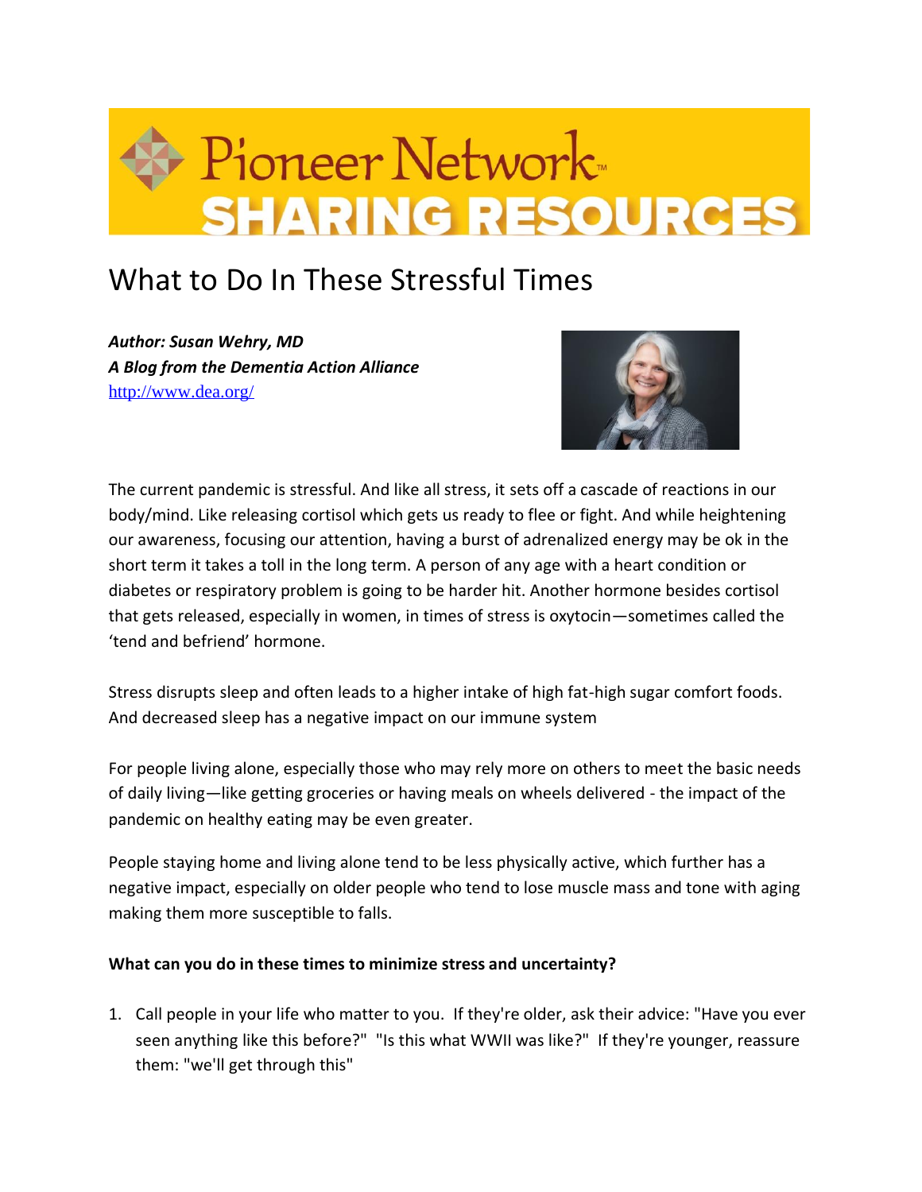# What to Do In These Stressful Times

***Author: Susan Wehry, MD***
***A Blog from the Dementia Action Alliance***
http://www.dea.org/

The current pandemic is stressful. And like all stress, it sets off a cascade of reactions in our body/mind. Like releasing cortisol which gets us ready to flee or fight. And while heightening our awareness, focusing our attention, having a burst of adrenalized energy may be ok in the short term it takes a toll in the long term. A person of any age with a heart condition or diabetes or respiratory problem is going to be harder hit. Another hormone besides cortisol that gets released, especially in women, in times of stress is oxytocin—sometimes called the 'tend and befriend' hormone.

Stress disrupts sleep and often leads to a higher intake of high fat-high sugar comfort foods. And decreased sleep has a negative impact on our immune system

For people living alone, especially those who may rely more on others to meet the basic needs of daily living—like getting groceries or having meals on wheels delivered - the impact of the pandemic on healthy eating may be even greater.

People staying home and living alone tend to be less physically active, which further has a negative impact, especially on older people who tend to lose muscle mass and tone with aging making them more susceptible to falls.

**What can you do in these times to minimize stress and uncertainty?**

1. Call people in your life who matter to you. If they're older, ask their advice: "Have you ever seen anything like this before?" "Is this what WWII was like?" If they're younger, reassure them: "we'll get through this"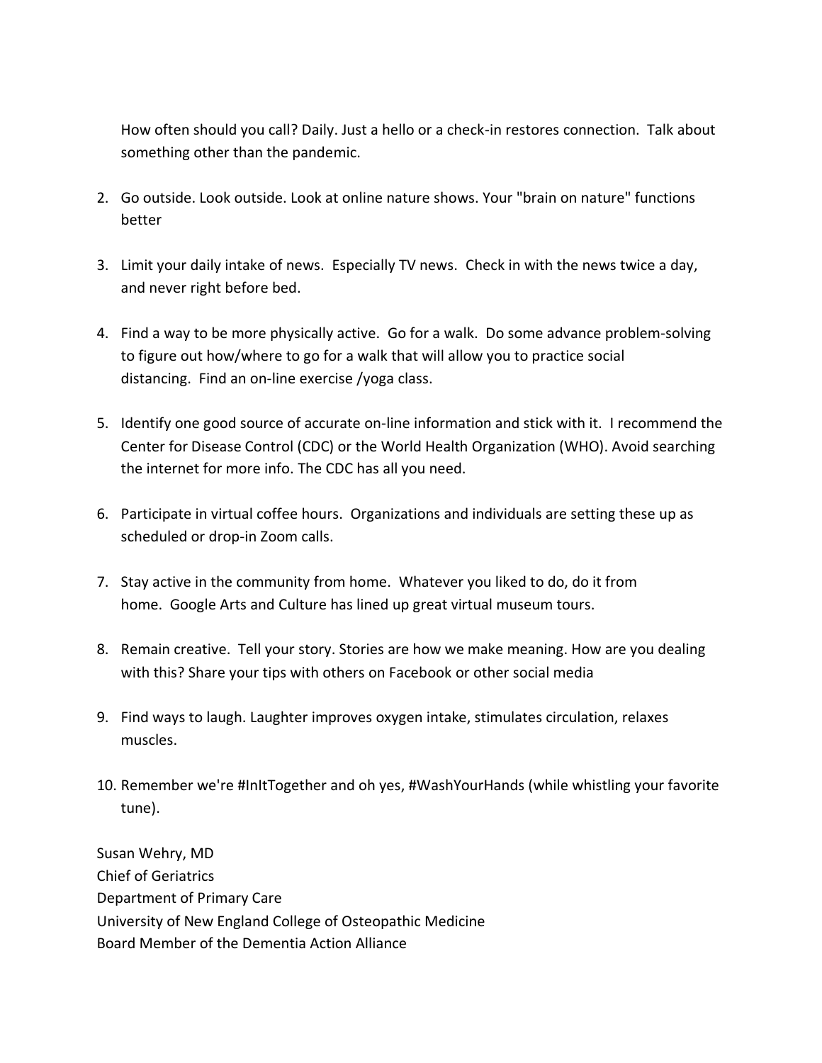How often should you call? Daily. Just a hello or a check-in restores connection.  Talk about something other than the pandemic.

2. Go outside. Look outside. Look at online nature shows. Your "brain on nature" functions better

3. Limit your daily intake of news.  Especially TV news.  Check in with the news twice a day, and never right before bed.

4. Find a way to be more physically active.  Go for a walk.  Do some advance problem-solving to figure out how/where to go for a walk that will allow you to practice social distancing.  Find an on-line exercise /yoga class.

5. Identify one good source of accurate on-line information and stick with it.  I recommend the Center for Disease Control (CDC) or the World Health Organization (WHO). Avoid searching the internet for more info. The CDC has all you need.

6. Participate in virtual coffee hours.  Organizations and individuals are setting these up as scheduled or drop-in Zoom calls.

7. Stay active in the community from home.  Whatever you liked to do, do it from home.  Google Arts and Culture has lined up great virtual museum tours.

8. Remain creative.  Tell your story. Stories are how we make meaning. How are you dealing with this? Share your tips with others on Facebook or other social media

9. Find ways to laugh. Laughter improves oxygen intake, stimulates circulation, relaxes muscles.

10. Remember we're #InItTogether and oh yes, #WashYourHands (while whistling your favorite tune).

Susan Wehry, MD
Chief of Geriatrics
Department of Primary Care
University of New England College of Osteopathic Medicine
Board Member of the Dementia Action Alliance